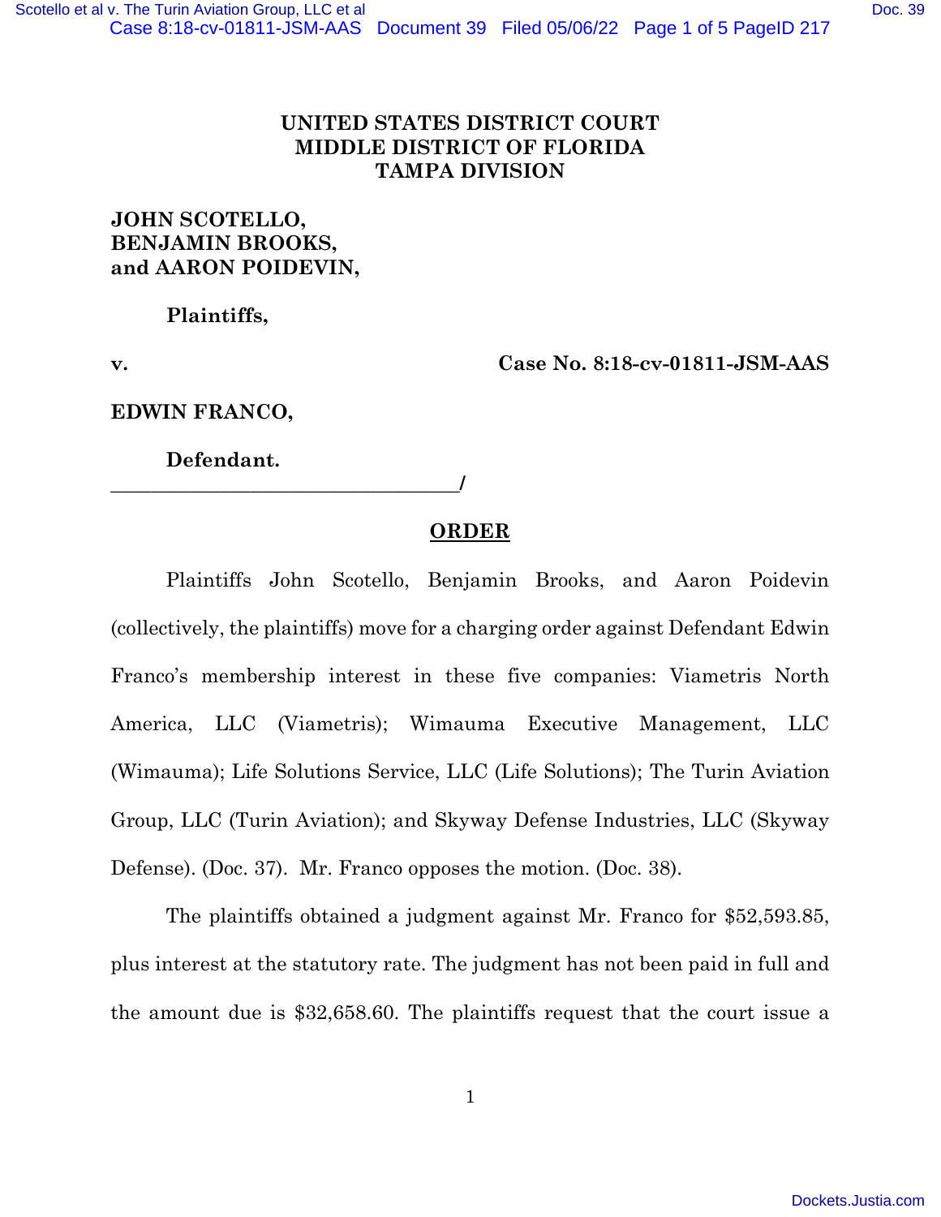**UNITED STATES DISTRICT COURT**
**MIDDLE DISTRICT OF FLORIDA**
**TAMPA DIVISION**

**JOHN SCOTELLO,**
**BENJAMIN BROOKS,**
**and AARON POIDEVIN,**

**Plaintiffs,**

**v.** **Case No. 8:18-cv-01811-JSM-AAS**

**EDWIN FRANCO,**

**Defendant.**
______________________________________/

# ORDER

Plaintiffs John Scotello, Benjamin Brooks, and Aaron Poidevin (collectively, the plaintiffs) move for a charging order against Defendant Edwin Franco's membership interest in these five companies: Viametris North America, LLC (Viametris); Wimauma Executive Management, LLC (Wimauma); Life Solutions Service, LLC (Life Solutions); The Turin Aviation Group, LLC (Turin Aviation); and Skyway Defense Industries, LLC (Skyway Defense). (Doc. 37). Mr. Franco opposes the motion. (Doc. 38).

The plaintiffs obtained a judgment against Mr. Franco for $52,593.85, plus interest at the statutory rate. The judgment has not been paid in full and the amount due is $32,658.60. The plaintiffs request that the court issue a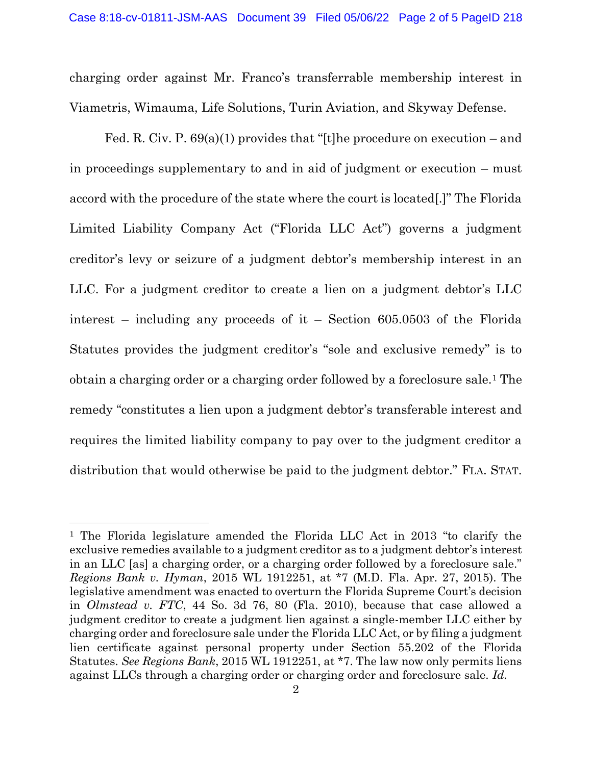charging order against Mr. Franco's transferrable membership interest in Viametris, Wimauma, Life Solutions, Turin Aviation, and Skyway Defense.

Fed. R. Civ. P. 69(a)(1) provides that "[t]he procedure on execution – and in proceedings supplementary to and in aid of judgment or execution – must accord with the procedure of the state where the court is located[.]" The Florida Limited Liability Company Act ("Florida LLC Act") governs a judgment creditor's levy or seizure of a judgment debtor's membership interest in an LLC. For a judgment creditor to create a lien on a judgment debtor's LLC interest – including any proceeds of it – Section 605.0503 of the Florida Statutes provides the judgment creditor's "sole and exclusive remedy" is to obtain a charging order or a charging order followed by a foreclosure sale.[1] The remedy "constitutes a lien upon a judgment debtor's transferable interest and requires the limited liability company to pay over to the judgment creditor a distribution that would otherwise be paid to the judgment debtor." FLA. STAT.

---

[1] The Florida legislature amended the Florida LLC Act in 2013 "to clarify the exclusive remedies available to a judgment creditor as to a judgment debtor's interest in an LLC [as] a charging order, or a charging order followed by a foreclosure sale." *Regions Bank v. Hyman*, 2015 WL 1912251, at *7 (M.D. Fla. Apr. 27, 2015). The legislative amendment was enacted to overturn the Florida Supreme Court's decision in *Olmstead v. FTC*, 44 So. 3d 76, 80 (Fla. 2010), because that case allowed a judgment creditor to create a judgment lien against a single-member LLC either by charging order and foreclosure sale under the Florida LLC Act, or by filing a judgment lien certificate against personal property under Section 55.202 of the Florida Statutes. *See Regions Bank*, 2015 WL 1912251, at *7. The law now only permits liens against LLCs through a charging order or charging order and foreclosure sale. *Id.*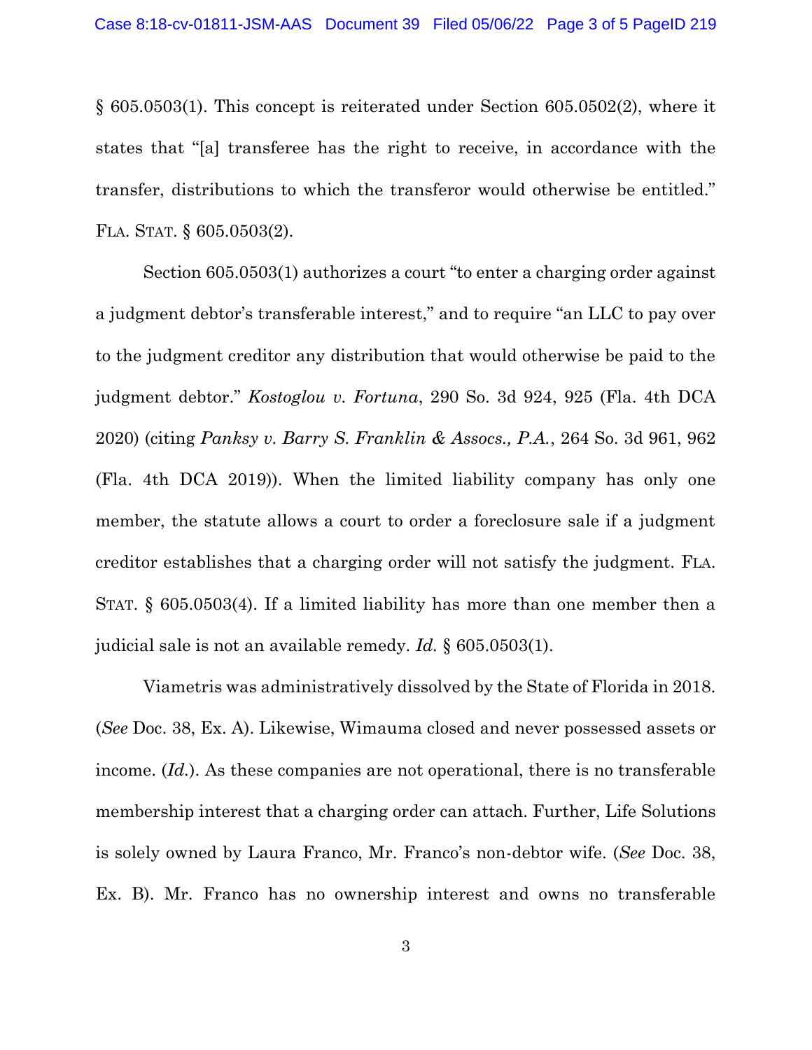§ 605.0503(1). This concept is reiterated under Section 605.0502(2), where it states that "[a] transferee has the right to receive, in accordance with the transfer, distributions to which the transferor would otherwise be entitled." FLA. STAT. § 605.0503(2).

Section 605.0503(1) authorizes a court "to enter a charging order against a judgment debtor's transferable interest," and to require "an LLC to pay over to the judgment creditor any distribution that would otherwise be paid to the judgment debtor." *Kostoglou v. Fortuna*, 290 So. 3d 924, 925 (Fla. 4th DCA 2020) (citing *Panksy v. Barry S. Franklin & Assocs., P.A.*, 264 So. 3d 961, 962 (Fla. 4th DCA 2019)). When the limited liability company has only one member, the statute allows a court to order a foreclosure sale if a judgment creditor establishes that a charging order will not satisfy the judgment. FLA. STAT. § 605.0503(4). If a limited liability has more than one member then a judicial sale is not an available remedy. *Id.* § 605.0503(1).

Viametris was administratively dissolved by the State of Florida in 2018. (*See* Doc. 38, Ex. A). Likewise, Wimauma closed and never possessed assets or income. (*Id.*). As these companies are not operational, there is no transferable membership interest that a charging order can attach. Further, Life Solutions is solely owned by Laura Franco, Mr. Franco's non-debtor wife. (*See* Doc. 38, Ex. B). Mr. Franco has no ownership interest and owns no transferable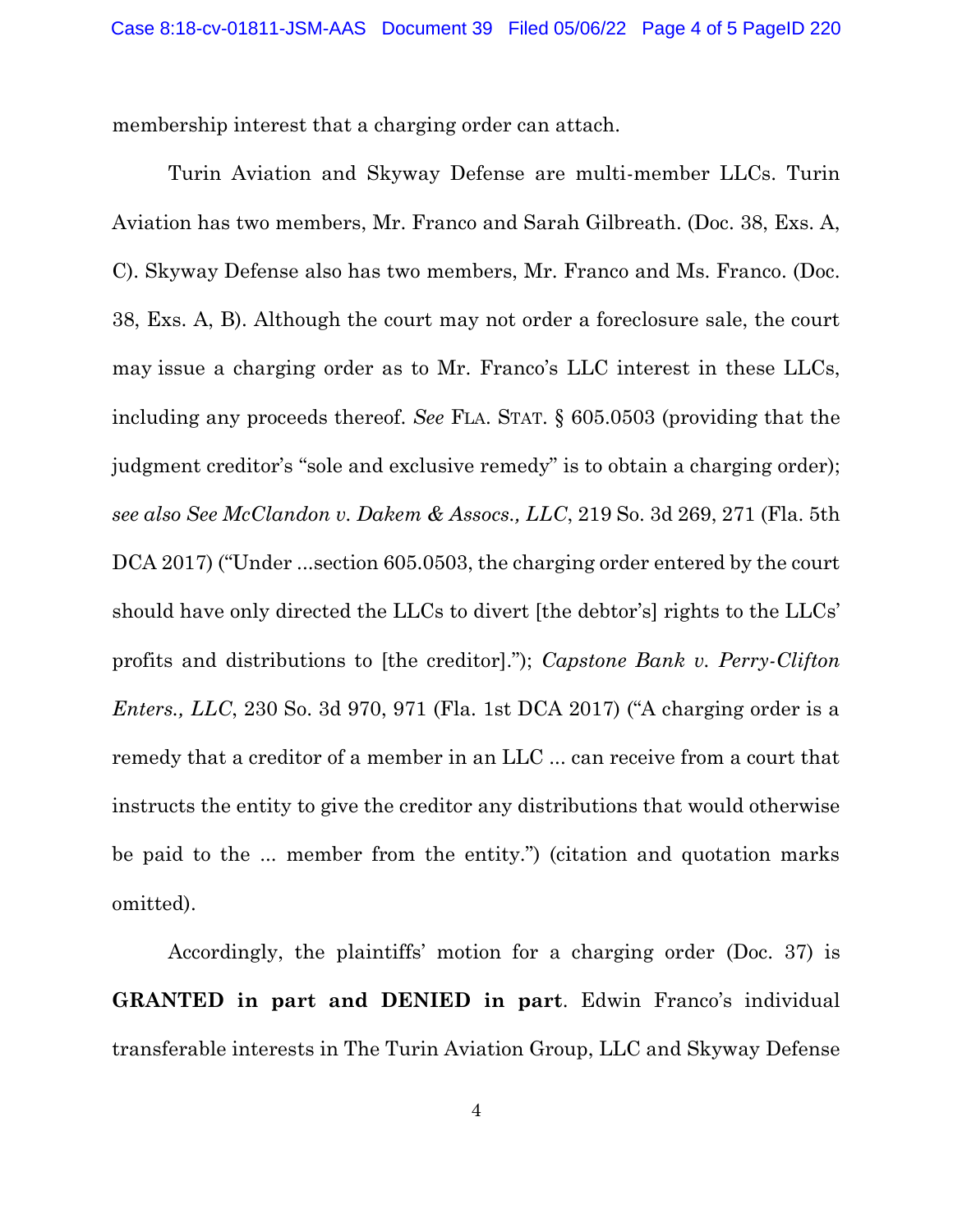membership interest that a charging order can attach.

Turin Aviation and Skyway Defense are multi-member LLCs. Turin Aviation has two members, Mr. Franco and Sarah Gilbreath. (Doc. 38, Exs. A, C). Skyway Defense also has two members, Mr. Franco and Ms. Franco. (Doc. 38, Exs. A, B). Although the court may not order a foreclosure sale, the court may issue a charging order as to Mr. Franco's LLC interest in these LLCs, including any proceeds thereof. *See* FLA. STAT. § 605.0503 (providing that the judgment creditor's "sole and exclusive remedy" is to obtain a charging order); *see also See McClandon v. Dakem & Assocs., LLC*, 219 So. 3d 269, 271 (Fla. 5th DCA 2017) ("Under ...section 605.0503, the charging order entered by the court should have only directed the LLCs to divert [the debtor's] rights to the LLCs' profits and distributions to [the creditor]."); *Capstone Bank v. Perry-Clifton Enters., LLC*, 230 So. 3d 970, 971 (Fla. 1st DCA 2017) ("A charging order is a remedy that a creditor of a member in an LLC ... can receive from a court that instructs the entity to give the creditor any distributions that would otherwise be paid to the ... member from the entity.") (citation and quotation marks omitted).

Accordingly, the plaintiffs' motion for a charging order (Doc. 37) is **GRANTED in part and DENIED in part**. Edwin Franco's individual transferable interests in The Turin Aviation Group, LLC and Skyway Defense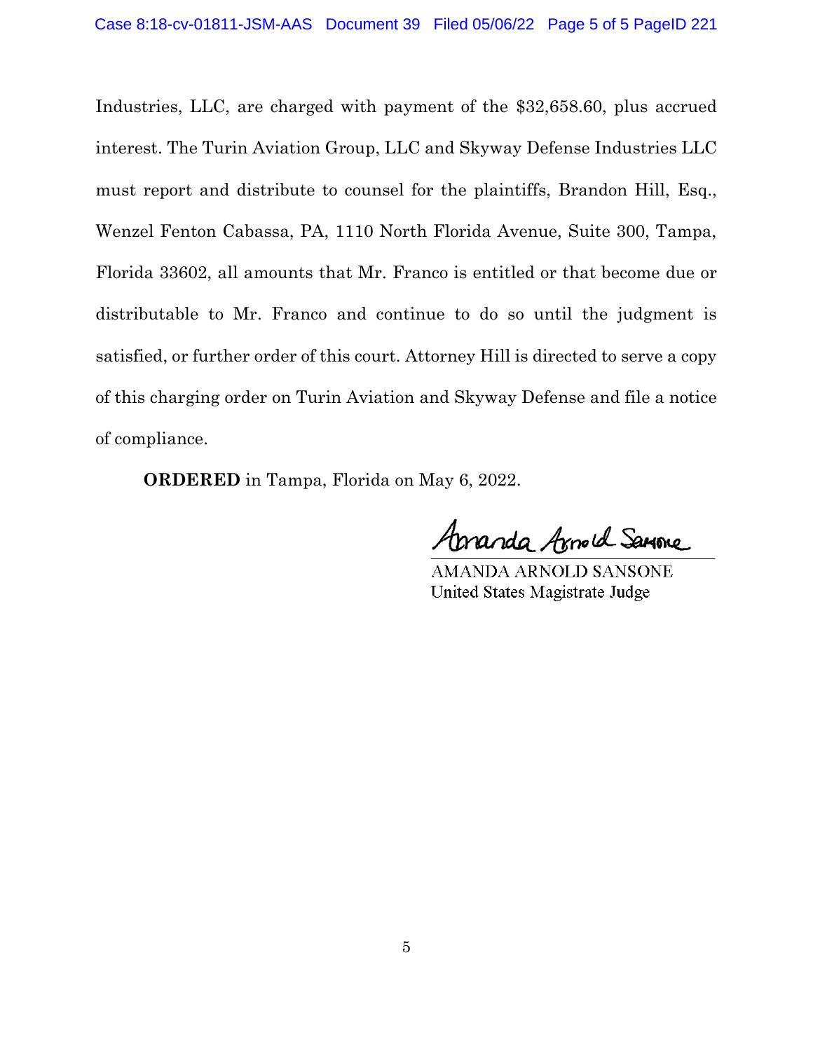Industries, LLC, are charged with payment of the $32,658.60, plus accrued interest. The Turin Aviation Group, LLC and Skyway Defense Industries LLC must report and distribute to counsel for the plaintiffs, Brandon Hill, Esq., Wenzel Fenton Cabassa, PA, 1110 North Florida Avenue, Suite 300, Tampa, Florida 33602, all amounts that Mr. Franco is entitled or that become due or distributable to Mr. Franco and continue to do so until the judgment is satisfied, or further order of this court. Attorney Hill is directed to serve a copy of this charging order on Turin Aviation and Skyway Defense and file a notice of compliance.

**ORDERED** in Tampa, Florida on May 6, 2022.

AMANDA ARNOLD SANSONE
United States Magistrate Judge